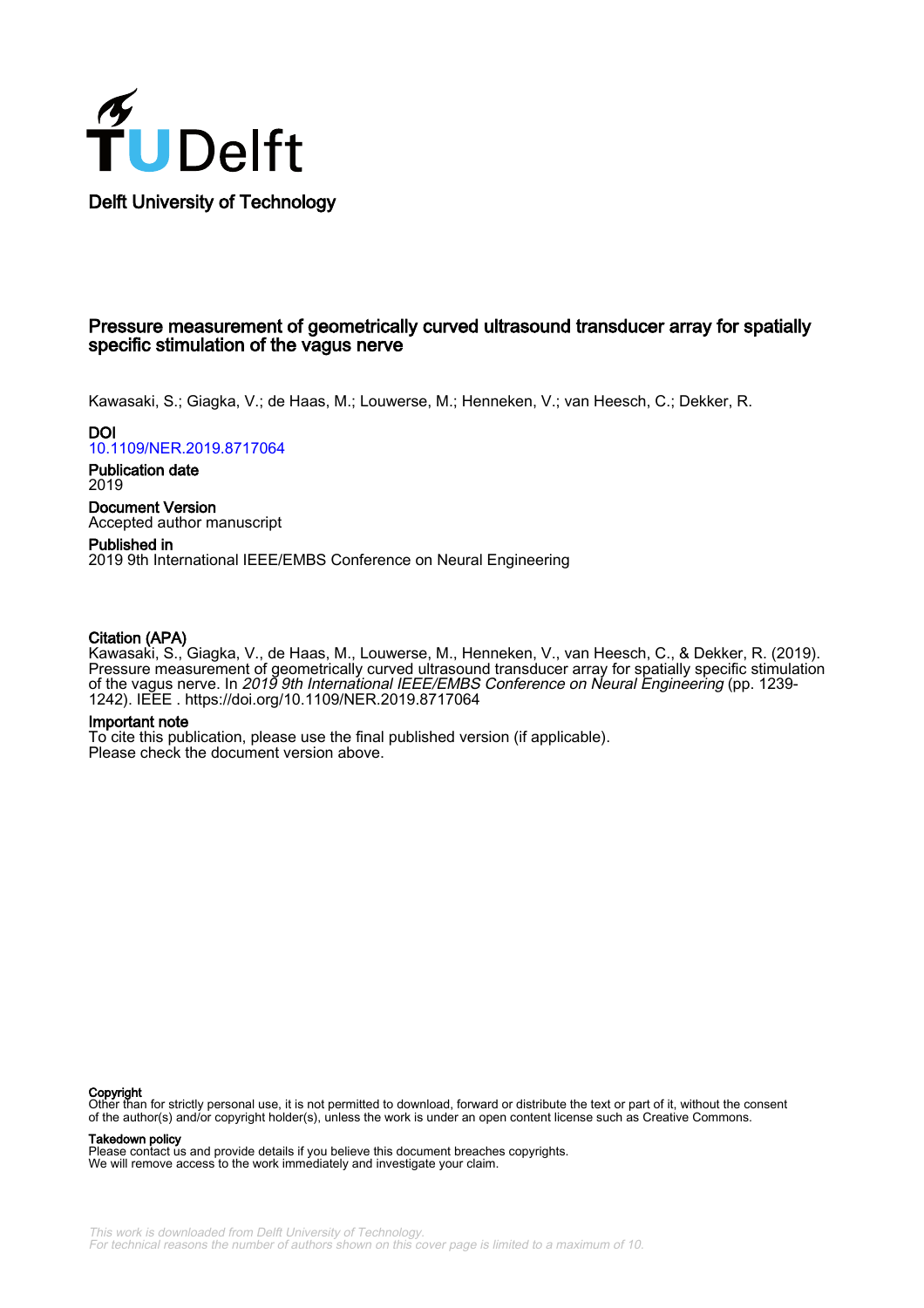Delft University of Technology

# Pressure measurement of geometrically curved ultrasound transducer array for spatially specific stimulation of the vagus nerve

Kawasaki, S.; Giagka, V.; de Haas, M.; Louwerse, M.; Henneken, V.; van Heesch, C.; Dekker, R.

**DOI**
10.1109/NER.2019.8717064

**Publication date**
2019

**Document Version**
Accepted author manuscript

**Published in**
2019 9th International IEEE/EMBS Conference on Neural Engineering

**Citation (APA)**
Kawasaki, S., Giagka, V., de Haas, M., Louwerse, M., Henneken, V., van Heesch, C., & Dekker, R. (2019). Pressure measurement of geometrically curved ultrasound transducer array for spatially specific stimulation of the vagus nerve. In *2019 9th International IEEE/EMBS Conference on Neural Engineering* (pp. 1239-1242). IEEE . https://doi.org/10.1109/NER.2019.8717064

**Important note**
To cite this publication, please use the final published version (if applicable).
Please check the document version above.

**Copyright**
Other than for strictly personal use, it is not permitted to download, forward or distribute the text or part of it, without the consent of the author(s) and/or copyright holder(s), unless the work is under an open content license such as Creative Commons.

**Takedown policy**
Please contact us and provide details if you believe this document breaches copyrights.
We will remove access to the work immediately and investigate your claim.

*This work is downloaded from Delft University of Technology.*
*For technical reasons the number of authors shown on this cover page is limited to a maximum of 10.*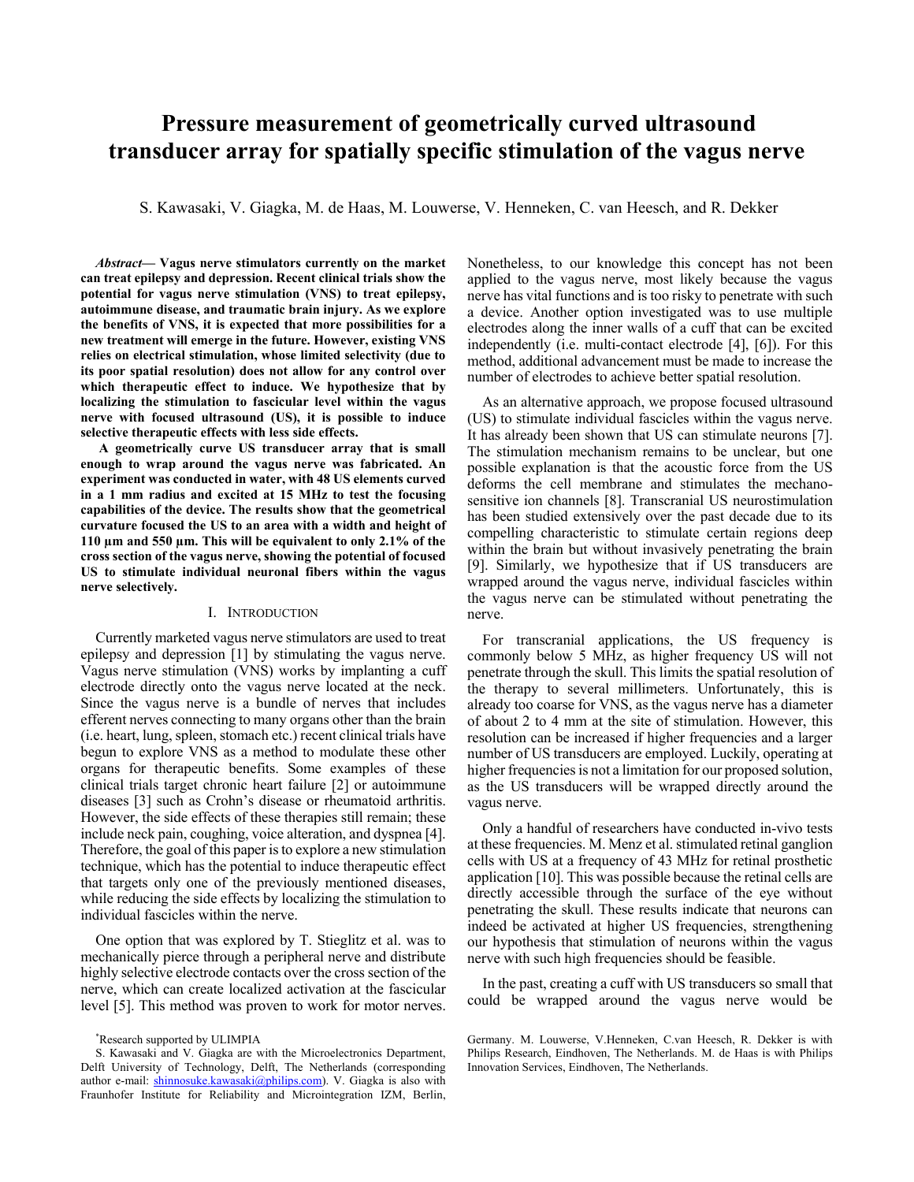# Pressure measurement of geometrically curved ultrasound transducer array for spatially specific stimulation of the vagus nerve

S. Kawasaki, V. Giagka, M. de Haas, M. Louwerse, V. Henneken, C. van Heesch, and R. Dekker

***Abstract*— Vagus nerve stimulators currently on the market can treat epilepsy and depression. Recent clinical trials show the potential for vagus nerve stimulation (VNS) to treat epilepsy, autoimmune disease, and traumatic brain injury. As we explore the benefits of VNS, it is expected that more possibilities for a new treatment will emerge in the future. However, existing VNS relies on electrical stimulation, whose limited selectivity (due to its poor spatial resolution) does not allow for any control over which therapeutic effect to induce. We hypothesize that by localizing the stimulation to fascicular level within the vagus nerve with focused ultrasound (US), it is possible to induce selective therapeutic effects with less side effects.**

**A geometrically curve US transducer array that is small enough to wrap around the vagus nerve was fabricated. An experiment was conducted in water, with 48 US elements curved in a 1 mm radius and excited at 15 MHz to test the focusing capabilities of the device. The results show that the geometrical curvature focused the US to an area with a width and height of 110 µm and 550 µm. This will be equivalent to only 2.1% of the cross section of the vagus nerve, showing the potential of focused US to stimulate individual neuronal fibers within the vagus nerve selectively.**

## I. Introduction

Currently marketed vagus nerve stimulators are used to treat epilepsy and depression [1] by stimulating the vagus nerve. Vagus nerve stimulation (VNS) works by implanting a cuff electrode directly onto the vagus nerve located at the neck. Since the vagus nerve is a bundle of nerves that includes efferent nerves connecting to many organs other than the brain (i.e. heart, lung, spleen, stomach etc.) recent clinical trials have begun to explore VNS as a method to modulate these other organs for therapeutic benefits. Some examples of these clinical trials target chronic heart failure [2] or autoimmune diseases [3] such as Crohn's disease or rheumatoid arthritis. However, the side effects of these therapies still remain; these include neck pain, coughing, voice alteration, and dyspnea [4]. Therefore, the goal of this paper is to explore a new stimulation technique, which has the potential to induce therapeutic effect that targets only one of the previously mentioned diseases, while reducing the side effects by localizing the stimulation to individual fascicles within the nerve.

One option that was explored by T. Stieglitz et al. was to mechanically pierce through a peripheral nerve and distribute highly selective electrode contacts over the cross section of the nerve, which can create localized activation at the fascicular level [5]. This method was proven to work for motor nerves. Nonetheless, to our knowledge this concept has not been applied to the vagus nerve, most likely because the vagus nerve has vital functions and is too risky to penetrate with such a device. Another option investigated was to use multiple electrodes along the inner walls of a cuff that can be excited independently (i.e. multi-contact electrode [4], [6]). For this method, additional advancement must be made to increase the number of electrodes to achieve better spatial resolution.

As an alternative approach, we propose focused ultrasound (US) to stimulate individual fascicles within the vagus nerve. It has already been shown that US can stimulate neurons [7]. The stimulation mechanism remains to be unclear, but one possible explanation is that the acoustic force from the US deforms the cell membrane and stimulates the mechano-sensitive ion channels [8]. Transcranial US neurostimulation has been studied extensively over the past decade due to its compelling characteristic to stimulate certain regions deep within the brain but without invasively penetrating the brain [9]. Similarly, we hypothesize that if US transducers are wrapped around the vagus nerve, individual fascicles within the vagus nerve can be stimulated without penetrating the nerve.

For transcranial applications, the US frequency is commonly below 5 MHz, as higher frequency US will not penetrate through the skull. This limits the spatial resolution of the therapy to several millimeters. Unfortunately, this is already too coarse for VNS, as the vagus nerve has a diameter of about 2 to 4 mm at the site of stimulation. However, this resolution can be increased if higher frequencies and a larger number of US transducers are employed. Luckily, operating at higher frequencies is not a limitation for our proposed solution, as the US transducers will be wrapped directly around the vagus nerve.

Only a handful of researchers have conducted in-vivo tests at these frequencies. M. Menz et al. stimulated retinal ganglion cells with US at a frequency of 43 MHz for retinal prosthetic application [10]. This was possible because the retinal cells are directly accessible through the surface of the eye without penetrating the skull. These results indicate that neurons can indeed be activated at higher US frequencies, strengthening our hypothesis that stimulation of neurons within the vagus nerve with such high frequencies should be feasible.

In the past, creating a cuff with US transducers so small that could be wrapped around the vagus nerve would be

*Research supported by ULIMPIA

S. Kawasaki and V. Giagka are with the Microelectronics Department, Delft University of Technology, Delft, The Netherlands (corresponding author e-mail: shinnosuke.kawasaki@philips.com). V. Giagka is also with Fraunhofer Institute for Reliability and Microintegration IZM, Berlin, Germany. M. Louwerse, V.Henneken, C.van Heesch, R. Dekker is with Philips Research, Eindhoven, The Netherlands. M. de Haas is with Philips Innovation Services, Eindhoven, The Netherlands.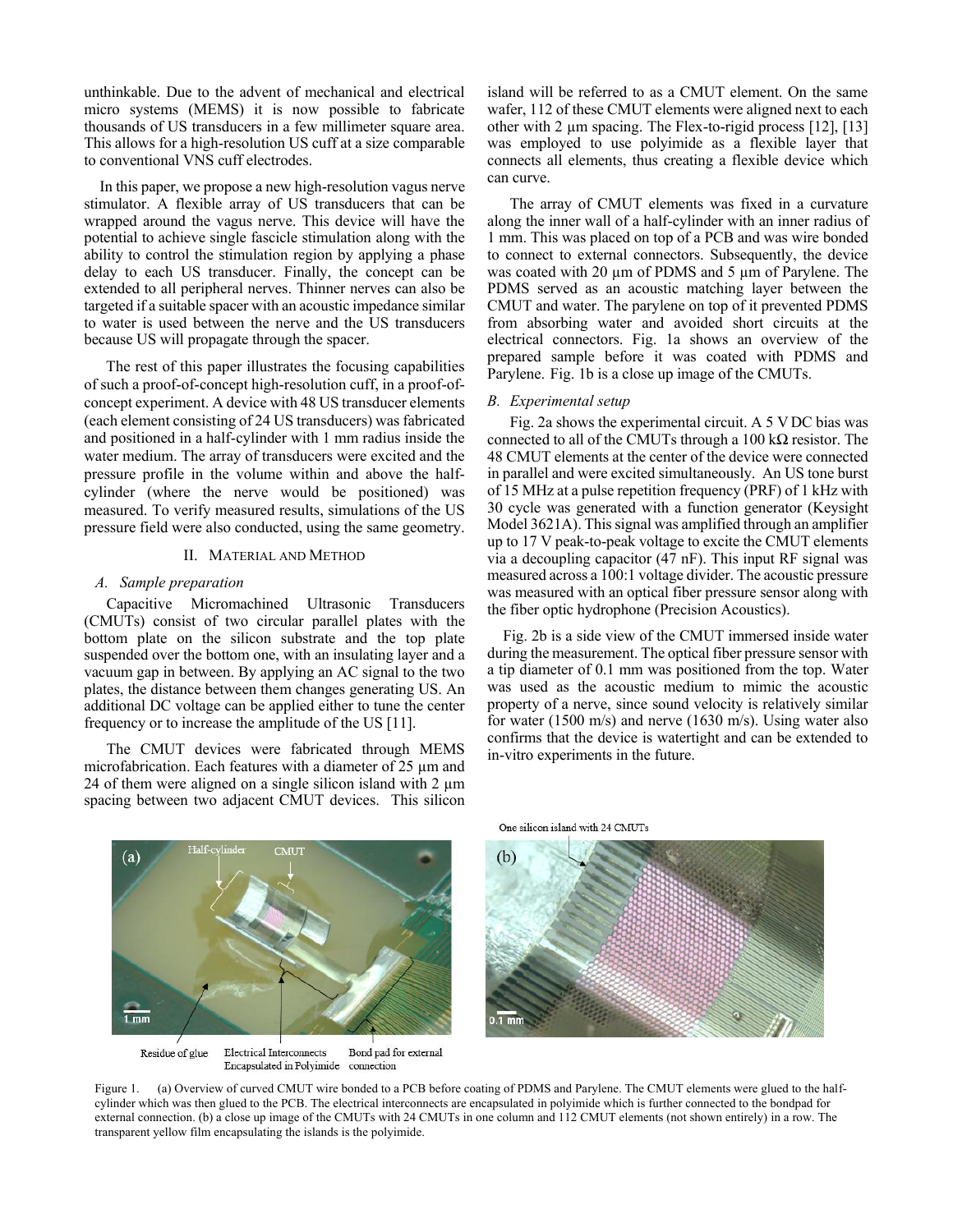unthinkable. Due to the advent of mechanical and electrical micro systems (MEMS) it is now possible to fabricate thousands of US transducers in a few millimeter square area. This allows for a high-resolution US cuff at a size comparable to conventional VNS cuff electrodes.

In this paper, we propose a new high-resolution vagus nerve stimulator. A flexible array of US transducers that can be wrapped around the vagus nerve. This device will have the potential to achieve single fascicle stimulation along with the ability to control the stimulation region by applying a phase delay to each US transducer. Finally, the concept can be extended to all peripheral nerves. Thinner nerves can also be targeted if a suitable spacer with an acoustic impedance similar to water is used between the nerve and the US transducers because US will propagate through the spacer.

The rest of this paper illustrates the focusing capabilities of such a proof-of-concept high-resolution cuff, in a proof-of-concept experiment. A device with 48 US transducer elements (each element consisting of 24 US transducers) was fabricated and positioned in a half-cylinder with 1 mm radius inside the water medium. The array of transducers were excited and the pressure profile in the volume within and above the half-cylinder (where the nerve would be positioned) was measured. To verify measured results, simulations of the US pressure field were also conducted, using the same geometry.

## II. Material and Method

### A. Sample preparation

Capacitive Micromachined Ultrasonic Transducers (CMUTs) consist of two circular parallel plates with the bottom plate on the silicon substrate and the top plate suspended over the bottom one, with an insulating layer and a vacuum gap in between. By applying an AC signal to the two plates, the distance between them changes generating US. An additional DC voltage can be applied either to tune the center frequency or to increase the amplitude of the US [11].

The CMUT devices were fabricated through MEMS microfabrication. Each features with a diameter of 25 µm and 24 of them were aligned on a single silicon island with 2 µm spacing between two adjacent CMUT devices. This silicon island will be referred to as a CMUT element. On the same wafer, 112 of these CMUT elements were aligned next to each other with 2 µm spacing. The Flex-to-rigid process [12], [13] was employed to use polyimide as a flexible layer that connects all elements, thus creating a flexible device which can curve.

The array of CMUT elements was fixed in a curvature along the inner wall of a half-cylinder with an inner radius of 1 mm. This was placed on top of a PCB and was wire bonded to connect to external connectors. Subsequently, the device was coated with 20 µm of PDMS and 5 µm of Parylene. The PDMS served as an acoustic matching layer between the CMUT and water. The parylene on top of it prevented PDMS from absorbing water and avoided short circuits at the electrical connectors. Fig. 1a shows an overview of the prepared sample before it was coated with PDMS and Parylene. Fig. 1b is a close up image of the CMUTs.

### B. Experimental setup

Fig. 2a shows the experimental circuit. A 5 V DC bias was connected to all of the CMUTs through a 100 kΩ resistor. The 48 CMUT elements at the center of the device were connected in parallel and were excited simultaneously. An US tone burst of 15 MHz at a pulse repetition frequency (PRF) of 1 kHz with 30 cycle was generated with a function generator (Keysight Model 3621A). This signal was amplified through an amplifier up to 17 V peak-to-peak voltage to excite the CMUT elements via a decoupling capacitor (47 nF). This input RF signal was measured across a 100:1 voltage divider. The acoustic pressure was measured with an optical fiber pressure sensor along with the fiber optic hydrophone (Precision Acoustics).

Fig. 2b is a side view of the CMUT immersed inside water during the measurement. The optical fiber pressure sensor with a tip diameter of 0.1 mm was positioned from the top. Water was used as the acoustic medium to mimic the acoustic property of a nerve, since sound velocity is relatively similar for water (1500 m/s) and nerve (1630 m/s). Using water also confirms that the device is watertight and can be extended to in-vitro experiments in the future.

Figure 1. (a) Overview of curved CMUT wire bonded to a PCB before coating of PDMS and Parylene. The CMUT elements were glued to the half-cylinder which was then glued to the PCB. The electrical interconnects are encapsulated in polyimide which is further connected to the bondpad for external connection. (b) a close up image of the CMUTs with 24 CMUTs in one column and 112 CMUT elements (not shown entirely) in a row. The transparent yellow film encapsulating the islands is the polyimide.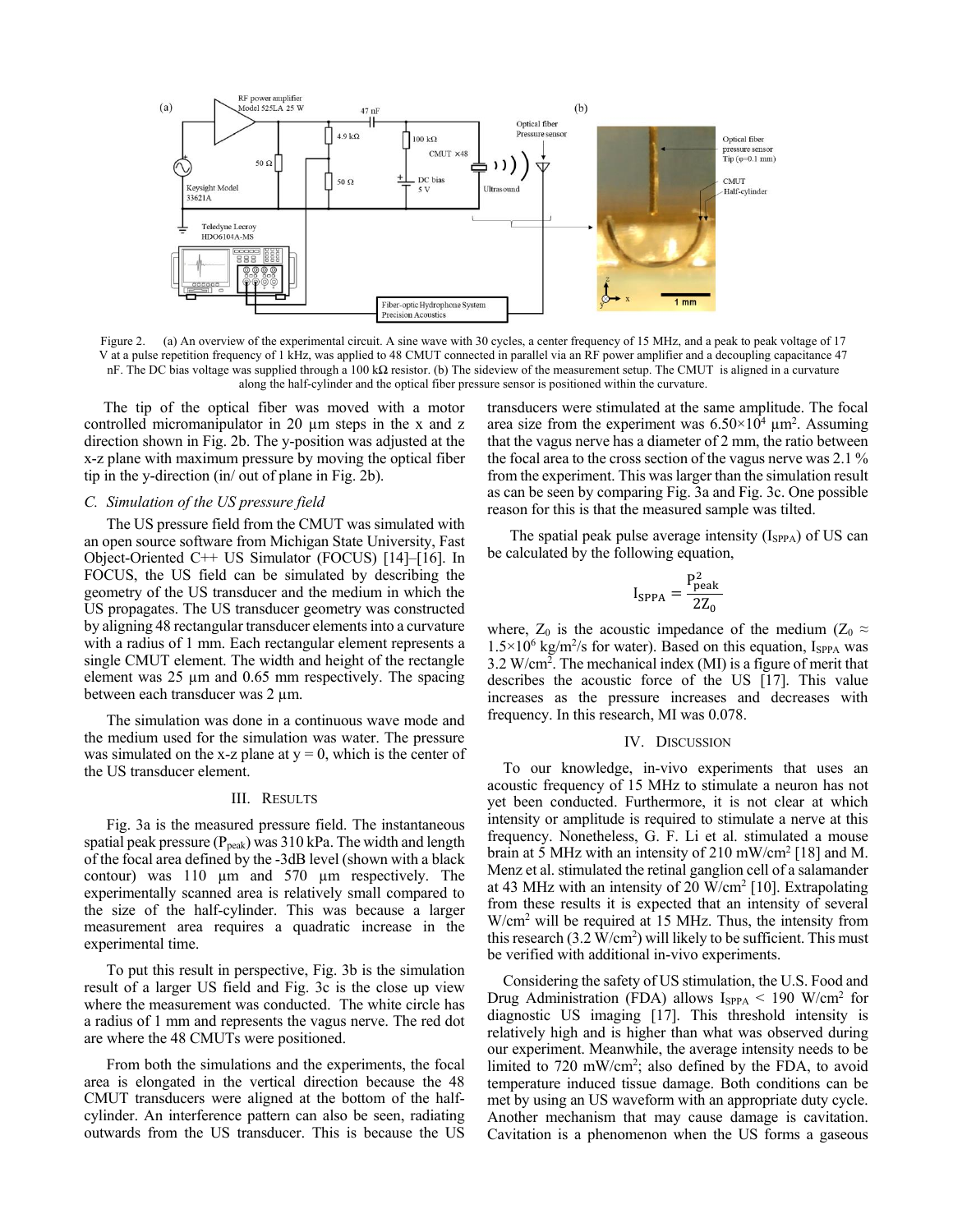Figure 2. (a) An overview of the experimental circuit. A sine wave with 30 cycles, a center frequency of 15 MHz, and a peak to peak voltage of 17 V at a pulse repetition frequency of 1 kHz, was applied to 48 CMUT connected in parallel via an RF power amplifier and a decoupling capacitance 47 nF. The DC bias voltage was supplied through a 100 kΩ resistor. (b) The sideview of the measurement setup. The CMUT is aligned in a curvature along the half-cylinder and the optical fiber pressure sensor is positioned within the curvature.

The tip of the optical fiber was moved with a motor controlled micromanipulator in 20 µm steps in the x and z direction shown in Fig. 2b. The y-position was adjusted at the x-z plane with maximum pressure by moving the optical fiber tip in the y-direction (in/ out of plane in Fig. 2b).

### *C. Simulation of the US pressure field*

The US pressure field from the CMUT was simulated with an open source software from Michigan State University, Fast Object-Oriented C++ US Simulator (FOCUS) [14]–[16]. In FOCUS, the US field can be simulated by describing the geometry of the US transducer and the medium in which the US propagates. The US transducer geometry was constructed by aligning 48 rectangular transducer elements into a curvature with a radius of 1 mm. Each rectangular element represents a single CMUT element. The width and height of the rectangle element was 25 µm and 0.65 mm respectively. The spacing between each transducer was 2 µm.

The simulation was done in a continuous wave mode and the medium used for the simulation was water. The pressure was simulated on the x-z plane at y = 0, which is the center of the US transducer element.

## III. Results

Fig. 3a is the measured pressure field. The instantaneous spatial peak pressure ($P_{peak}$) was 310 kPa. The width and length of the focal area defined by the -3dB level (shown with a black contour) was 110 µm and 570 µm respectively. The experimentally scanned area is relatively small compared to the size of the half-cylinder. This was because a larger measurement area requires a quadratic increase in the experimental time.

To put this result in perspective, Fig. 3b is the simulation result of a larger US field and Fig. 3c is the close up view where the measurement was conducted. The white circle has a radius of 1 mm and represents the vagus nerve. The red dot are where the 48 CMUTs were positioned.

From both the simulations and the experiments, the focal area is elongated in the vertical direction because the 48 CMUT transducers were aligned at the bottom of the half-cylinder. An interference pattern can also be seen, radiating outwards from the US transducer. This is because the US transducers were stimulated at the same amplitude. The focal area size from the experiment was $6.50\times10^4$ µm$^2$. Assuming that the vagus nerve has a diameter of 2 mm, the ratio between the focal area to the cross section of the vagus nerve was 2.1 % from the experiment. This was larger than the simulation result as can be seen by comparing Fig. 3a and Fig. 3c. One possible reason for this is that the measured sample was tilted.

The spatial peak pulse average intensity ($I_{SPPA}$) of US can be calculated by the following equation,

$$I_{SPPA} = \frac{P_{peak}^2}{2Z_0}$$

where, $Z_0$ is the acoustic impedance of the medium ($Z_0 \approx 1.5\times10^6$ kg/m$^2$/s for water). Based on this equation, $I_{SPPA}$ was 3.2 W/cm$^2$. The mechanical index (MI) is a figure of merit that describes the acoustic force of the US [17]. This value increases as the pressure increases and decreases with frequency. In this research, MI was 0.078.

## IV. Discussion

To our knowledge, in-vivo experiments that uses an acoustic frequency of 15 MHz to stimulate a neuron has not yet been conducted. Furthermore, it is not clear at which intensity or amplitude is required to stimulate a nerve at this frequency. Nonetheless, G. F. Li et al. stimulated a mouse brain at 5 MHz with an intensity of 210 mW/cm$^2$ [18] and M. Menz et al. stimulated the retinal ganglion cell of a salamander at 43 MHz with an intensity of 20 W/cm$^2$ [10]. Extrapolating from these results it is expected that an intensity of several W/cm$^2$ will be required at 15 MHz. Thus, the intensity from this research (3.2 W/cm$^2$) will likely to be sufficient. This must be verified with additional in-vivo experiments.

Considering the safety of US stimulation, the U.S. Food and Drug Administration (FDA) allows $I_{SPPA} < 190$ W/cm$^2$ for diagnostic US imaging [17]. This threshold intensity is relatively high and is higher than what was observed during our experiment. Meanwhile, the average intensity needs to be limited to 720 mW/cm$^2$; also defined by the FDA, to avoid temperature induced tissue damage. Both conditions can be met by using an US waveform with an appropriate duty cycle. Another mechanism that may cause damage is cavitation. Cavitation is a phenomenon when the US forms a gaseous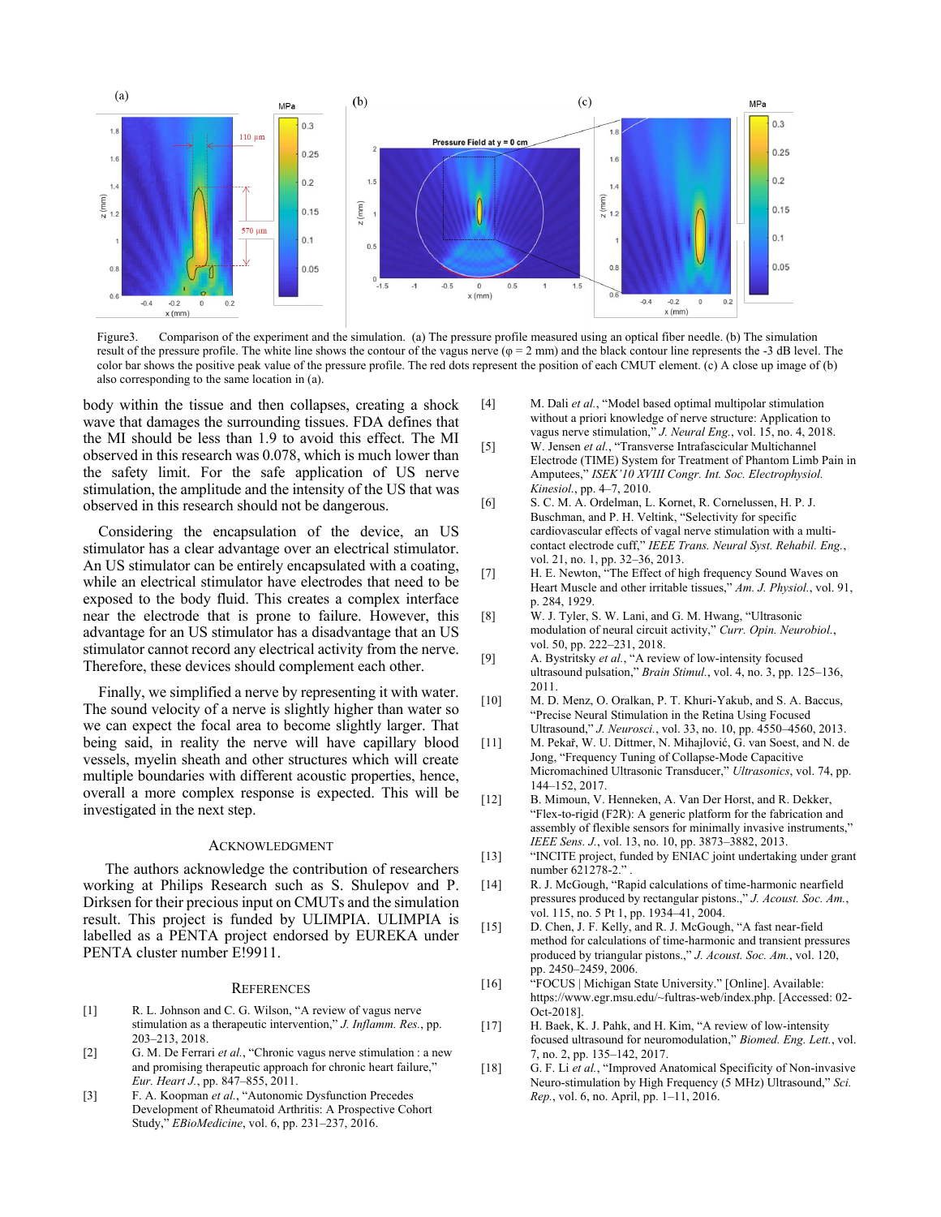(a)

MPa

1.8

110 µm

0.3

1.6

0.25

1.4

0.2

z (mm)

1.2

0.15

570 µm

1

0.1

0.8

0.05

0.6

-0.4 -0.2 0 0.2

x (mm)

(b)

Pressure Field at y = 0 cm

2

1.5

z (mm)

1

0.5

0

-1.5 -1 -0.5 0 0.5 1 1.5

x (mm)

(c)

MPa

1.8

0.3

1.6

0.25

1.4

0.2

z (mm)

1.2

0.15

1

0.1

0.8

0.05

0.6

-0.4 -0.2 0 0.2

x (mm)

Figure3. Comparison of the experiment and the simulation. (a) The pressure profile measured using an optical fiber needle. (b) The simulation result of the pressure profile. The white line shows the contour of the vagus nerve (φ = 2 mm) and the black contour line represents the -3 dB level. The color bar shows the positive peak value of the pressure profile. The red dots represent the position of each CMUT element. (c) A close up image of (b) also corresponding to the same location in (a).

body within the tissue and then collapses, creating a shock wave that damages the surrounding tissues. FDA defines that the MI should be less than 1.9 to avoid this effect. The MI observed in this research was 0.078, which is much lower than the safety limit. For the safe application of US nerve stimulation, the amplitude and the intensity of the US that was observed in this research should not be dangerous.

Considering the encapsulation of the device, an US stimulator has a clear advantage over an electrical stimulator. An US stimulator can be entirely encapsulated with a coating, while an electrical stimulator have electrodes that need to be exposed to the body fluid. This creates a complex interface near the electrode that is prone to failure. However, this advantage for an US stimulator has a disadvantage that an US stimulator cannot record any electrical activity from the nerve. Therefore, these devices should complement each other.

Finally, we simplified a nerve by representing it with water. The sound velocity of a nerve is slightly higher than water so we can expect the focal area to become slightly larger. That being said, in reality the nerve will have capillary blood vessels, myelin sheath and other structures which will create multiple boundaries with different acoustic properties, hence, overall a more complex response is expected. This will be investigated in the next step.

## Acknowledgment

The authors acknowledge the contribution of researchers working at Philips Research such as S. Shulepov and P. Dirksen for their precious input on CMUTs and the simulation result. This project is funded by ULIMPIA. ULIMPIA is labelled as a PENTA project endorsed by EUREKA under PENTA cluster number E!9911.

## References

[1] R. L. Johnson and C. G. Wilson, "A review of vagus nerve stimulation as a therapeutic intervention," *J. Inflamm. Res.*, pp. 203–213, 2018.

[2] G. M. De Ferrari *et al.*, "Chronic vagus nerve stimulation : a new and promising therapeutic approach for chronic heart failure," *Eur. Heart J.*, pp. 847–855, 2011.

[3] F. A. Koopman *et al.*, "Autonomic Dysfunction Precedes Development of Rheumatoid Arthritis: A Prospective Cohort Study," *EBioMedicine*, vol. 6, pp. 231–237, 2016.

[4] M. Dali *et al.*, "Model based optimal multipolar stimulation without a priori knowledge of nerve structure: Application to vagus nerve stimulation," *J. Neural Eng.*, vol. 15, no. 4, 2018.

[5] W. Jensen *et al.*, "Transverse Intrafascicular Multichannel Electrode (TIME) System for Treatment of Phantom Limb Pain in Amputees," *ISEK'10 XVIII Congr. Int. Soc. Electrophysiol. Kinesiol.*, pp. 4–7, 2010.

[6] S. C. M. A. Ordelman, L. Kornet, R. Cornelussen, H. P. J. Buschman, and P. H. Veltink, "Selectivity for specific cardiovascular effects of vagal nerve stimulation with a multi-contact electrode cuff," *IEEE Trans. Neural Syst. Rehabil. Eng.*, vol. 21, no. 1, pp. 32–36, 2013.

[7] H. E. Newton, "The Effect of high frequency Sound Waves on Heart Muscle and other irritable tissues," *Am. J. Physiol.*, vol. 91, p. 284, 1929.

[8] W. J. Tyler, S. W. Lani, and G. M. Hwang, "Ultrasonic modulation of neural circuit activity," *Curr. Opin. Neurobiol.*, vol. 50, pp. 222–231, 2018.

[9] A. Bystritsky *et al.*, "A review of low-intensity focused ultrasound pulsation," *Brain Stimul.*, vol. 4, no. 3, pp. 125–136, 2011.

[10] M. D. Menz, O. Oralkan, P. T. Khuri-Yakub, and S. A. Baccus, "Precise Neural Stimulation in the Retina Using Focused Ultrasound," *J. Neurosci.*, vol. 33, no. 10, pp. 4550–4560, 2013.

[11] M. Pekař, W. U. Dittmer, N. Mihajlović, G. van Soest, and N. de Jong, "Frequency Tuning of Collapse-Mode Capacitive Micromachined Ultrasonic Transducer," *Ultrasonics*, vol. 74, pp. 144–152, 2017.

[12] B. Mimoun, V. Henneken, A. Van Der Horst, and R. Dekker, "Flex-to-rigid (F2R): A generic platform for the fabrication and assembly of flexible sensors for minimally invasive instruments," *IEEE Sens. J.*, vol. 13, no. 10, pp. 3873–3882, 2013.

[13] "INCITE project, funded by ENIAC joint undertaking under grant number 621278-2." .

[14] R. J. McGough, "Rapid calculations of time-harmonic nearfield pressures produced by rectangular pistons.," *J. Acoust. Soc. Am.*, vol. 115, no. 5 Pt 1, pp. 1934–41, 2004.

[15] D. Chen, J. F. Kelly, and R. J. McGough, "A fast near-field method for calculations of time-harmonic and transient pressures produced by triangular pistons.," *J. Acoust. Soc. Am.*, vol. 120, pp. 2450–2459, 2006.

[16] "FOCUS | Michigan State University." [Online]. Available: https://www.egr.msu.edu/~fultras-web/index.php. [Accessed: 02-Oct-2018].

[17] H. Baek, K. J. Pahk, and H. Kim, "A review of low-intensity focused ultrasound for neuromodulation," *Biomed. Eng. Lett.*, vol. 7, no. 2, pp. 135–142, 2017.

[18] G. F. Li *et al.*, "Improved Anatomical Specificity of Non-invasive Neuro-stimulation by High Frequency (5 MHz) Ultrasound," *Sci. Rep.*, vol. 6, no. April, pp. 1–11, 2016.